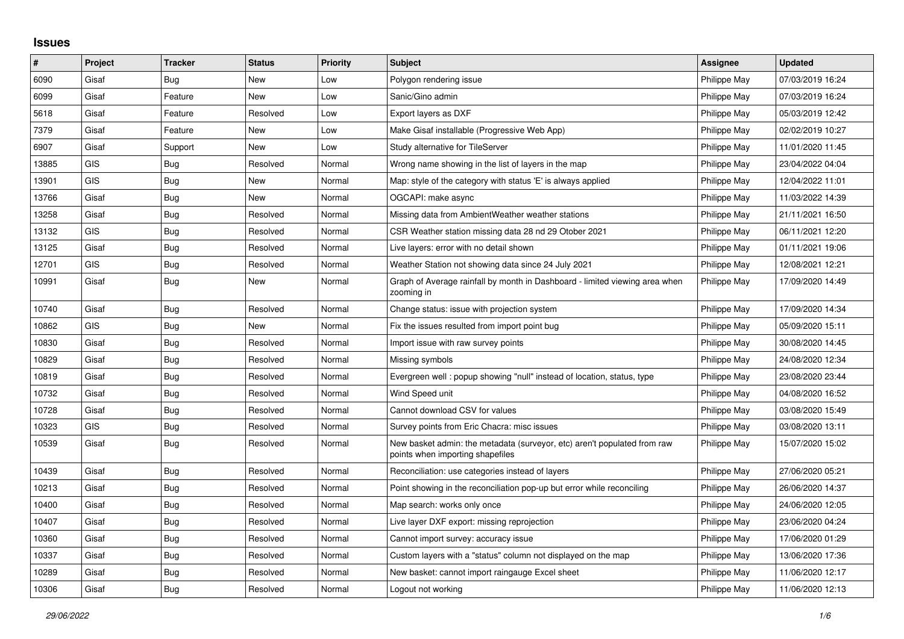## Issues

| # | Project | Tracker | Status | Priority | Subject | Assignee | Updated |
|---|---|---|---|---|---|---|---|
| 6090 | Gisaf | Bug | New | Low | Polygon rendering issue | Philippe May | 07/03/2019 16:24 |
| 6099 | Gisaf | Feature | New | Low | Sanic/Gino admin | Philippe May | 07/03/2019 16:24 |
| 5618 | Gisaf | Feature | Resolved | Low | Export layers as DXF | Philippe May | 05/03/2019 12:42 |
| 7379 | Gisaf | Feature | New | Low | Make Gisaf installable (Progressive Web App) | Philippe May | 02/02/2019 10:27 |
| 6907 | Gisaf | Support | New | Low | Study alternative for TileServer | Philippe May | 11/01/2020 11:45 |
| 13885 | GIS | Bug | Resolved | Normal | Wrong name showing in the list of layers in the map | Philippe May | 23/04/2022 04:04 |
| 13901 | GIS | Bug | New | Normal | Map: style of the category with status 'E' is always applied | Philippe May | 12/04/2022 11:01 |
| 13766 | Gisaf | Bug | New | Normal | OGCAPI: make async | Philippe May | 11/03/2022 14:39 |
| 13258 | Gisaf | Bug | Resolved | Normal | Missing data from AmbientWeather weather stations | Philippe May | 21/11/2021 16:50 |
| 13132 | GIS | Bug | Resolved | Normal | CSR Weather station missing data 28 nd 29 Otober 2021 | Philippe May | 06/11/2021 12:20 |
| 13125 | Gisaf | Bug | Resolved | Normal | Live layers: error with no detail shown | Philippe May | 01/11/2021 19:06 |
| 12701 | GIS | Bug | Resolved | Normal | Weather Station not showing data since 24 July 2021 | Philippe May | 12/08/2021 12:21 |
| 10991 | Gisaf | Bug | New | Normal | Graph of Average rainfall by month in Dashboard - limited viewing area when zooming in | Philippe May | 17/09/2020 14:49 |
| 10740 | Gisaf | Bug | Resolved | Normal | Change status: issue with projection system | Philippe May | 17/09/2020 14:34 |
| 10862 | GIS | Bug | New | Normal | Fix the issues resulted from import point bug | Philippe May | 05/09/2020 15:11 |
| 10830 | Gisaf | Bug | Resolved | Normal | Import issue with raw survey points | Philippe May | 30/08/2020 14:45 |
| 10829 | Gisaf | Bug | Resolved | Normal | Missing symbols | Philippe May | 24/08/2020 12:34 |
| 10819 | Gisaf | Bug | Resolved | Normal | Evergreen well : popup showing "null" instead of location, status, type | Philippe May | 23/08/2020 23:44 |
| 10732 | Gisaf | Bug | Resolved | Normal | Wind Speed unit | Philippe May | 04/08/2020 16:52 |
| 10728 | Gisaf | Bug | Resolved | Normal | Cannot download CSV for values | Philippe May | 03/08/2020 15:49 |
| 10323 | GIS | Bug | Resolved | Normal | Survey points from Eric Chacra: misc issues | Philippe May | 03/08/2020 13:11 |
| 10539 | Gisaf | Bug | Resolved | Normal | New basket admin: the metadata (surveyor, etc) aren't populated from raw points when importing shapefiles | Philippe May | 15/07/2020 15:02 |
| 10439 | Gisaf | Bug | Resolved | Normal | Reconciliation: use categories instead of layers | Philippe May | 27/06/2020 05:21 |
| 10213 | Gisaf | Bug | Resolved | Normal | Point showing in the reconciliation pop-up but error while reconciling | Philippe May | 26/06/2020 14:37 |
| 10400 | Gisaf | Bug | Resolved | Normal | Map search: works only once | Philippe May | 24/06/2020 12:05 |
| 10407 | Gisaf | Bug | Resolved | Normal | Live layer DXF export: missing reprojection | Philippe May | 23/06/2020 04:24 |
| 10360 | Gisaf | Bug | Resolved | Normal | Cannot import survey: accuracy issue | Philippe May | 17/06/2020 01:29 |
| 10337 | Gisaf | Bug | Resolved | Normal | Custom layers with a "status" column not displayed on the map | Philippe May | 13/06/2020 17:36 |
| 10289 | Gisaf | Bug | Resolved | Normal | New basket: cannot import raingauge Excel sheet | Philippe May | 11/06/2020 12:17 |
| 10306 | Gisaf | Bug | Resolved | Normal | Logout not working | Philippe May | 11/06/2020 12:13 |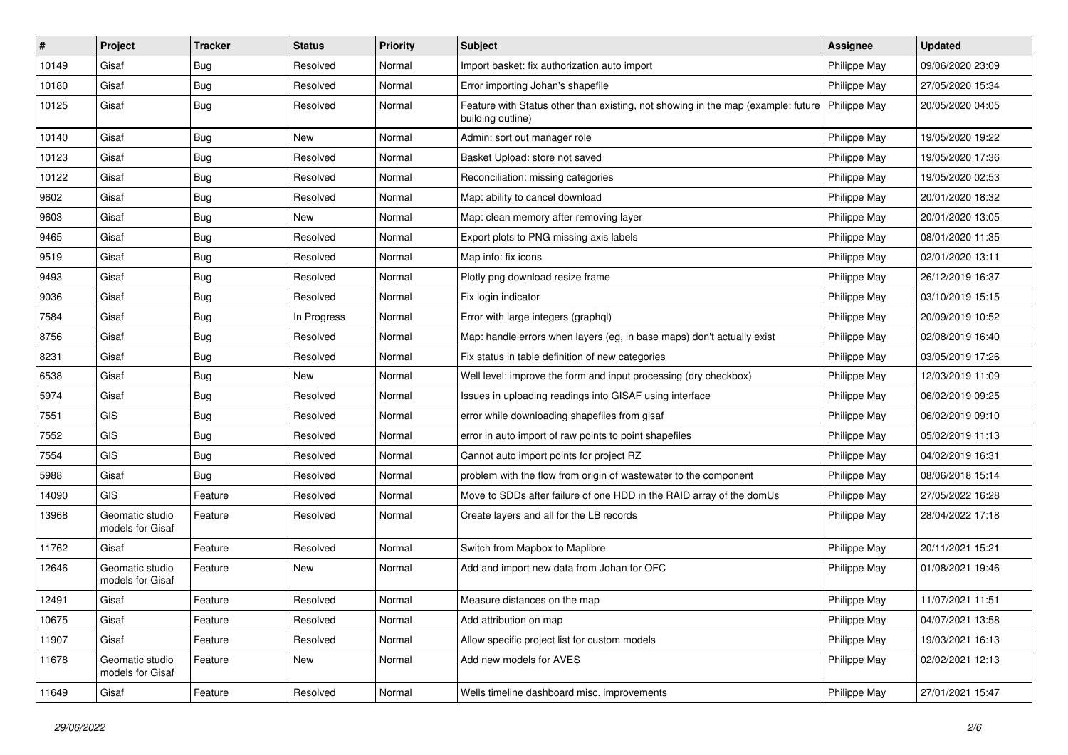| # | Project | Tracker | Status | Priority | Subject | Assignee | Updated |
|---|---|---|---|---|---|---|---|
| 10149 | Gisaf | Bug | Resolved | Normal | Import basket: fix authorization auto import | Philippe May | 09/06/2020 23:09 |
| 10180 | Gisaf | Bug | Resolved | Normal | Error importing Johan's shapefile | Philippe May | 27/05/2020 15:34 |
| 10125 | Gisaf | Bug | Resolved | Normal | Feature with Status other than existing, not showing in the map (example: future building outline) | Philippe May | 20/05/2020 04:05 |
| 10140 | Gisaf | Bug | New | Normal | Admin: sort out manager role | Philippe May | 19/05/2020 19:22 |
| 10123 | Gisaf | Bug | Resolved | Normal | Basket Upload: store not saved | Philippe May | 19/05/2020 17:36 |
| 10122 | Gisaf | Bug | Resolved | Normal | Reconciliation: missing categories | Philippe May | 19/05/2020 02:53 |
| 9602 | Gisaf | Bug | Resolved | Normal | Map: ability to cancel download | Philippe May | 20/01/2020 18:32 |
| 9603 | Gisaf | Bug | New | Normal | Map: clean memory after removing layer | Philippe May | 20/01/2020 13:05 |
| 9465 | Gisaf | Bug | Resolved | Normal | Export plots to PNG missing axis labels | Philippe May | 08/01/2020 11:35 |
| 9519 | Gisaf | Bug | Resolved | Normal | Map info: fix icons | Philippe May | 02/01/2020 13:11 |
| 9493 | Gisaf | Bug | Resolved | Normal | Plotly png download resize frame | Philippe May | 26/12/2019 16:37 |
| 9036 | Gisaf | Bug | Resolved | Normal | Fix login indicator | Philippe May | 03/10/2019 15:15 |
| 7584 | Gisaf | Bug | In Progress | Normal | Error with large integers (graphql) | Philippe May | 20/09/2019 10:52 |
| 8756 | Gisaf | Bug | Resolved | Normal | Map: handle errors when layers (eg, in base maps) don't actually exist | Philippe May | 02/08/2019 16:40 |
| 8231 | Gisaf | Bug | Resolved | Normal | Fix status in table definition of new categories | Philippe May | 03/05/2019 17:26 |
| 6538 | Gisaf | Bug | New | Normal | Well level: improve the form and input processing (dry checkbox) | Philippe May | 12/03/2019 11:09 |
| 5974 | Gisaf | Bug | Resolved | Normal | Issues in uploading readings into GISAF using interface | Philippe May | 06/02/2019 09:25 |
| 7551 | GIS | Bug | Resolved | Normal | error while downloading shapefiles from gisaf | Philippe May | 06/02/2019 09:10 |
| 7552 | GIS | Bug | Resolved | Normal | error in auto import of raw points to point shapefiles | Philippe May | 05/02/2019 11:13 |
| 7554 | GIS | Bug | Resolved | Normal | Cannot auto import points for project RZ | Philippe May | 04/02/2019 16:31 |
| 5988 | Gisaf | Bug | Resolved | Normal | problem with the flow from origin of wastewater to the component | Philippe May | 08/06/2018 15:14 |
| 14090 | GIS | Feature | Resolved | Normal | Move to SDDs after failure of one HDD in the RAID array of the domUs | Philippe May | 27/05/2022 16:28 |
| 13968 | Geomatic studio models for Gisaf | Feature | Resolved | Normal | Create layers and all for the LB records | Philippe May | 28/04/2022 17:18 |
| 11762 | Gisaf | Feature | Resolved | Normal | Switch from Mapbox to Maplibre | Philippe May | 20/11/2021 15:21 |
| 12646 | Geomatic studio models for Gisaf | Feature | New | Normal | Add and import new data from Johan for OFC | Philippe May | 01/08/2021 19:46 |
| 12491 | Gisaf | Feature | Resolved | Normal | Measure distances on the map | Philippe May | 11/07/2021 11:51 |
| 10675 | Gisaf | Feature | Resolved | Normal | Add attribution on map | Philippe May | 04/07/2021 13:58 |
| 11907 | Gisaf | Feature | Resolved | Normal | Allow specific project list for custom models | Philippe May | 19/03/2021 16:13 |
| 11678 | Geomatic studio models for Gisaf | Feature | New | Normal | Add new models for AVES | Philippe May | 02/02/2021 12:13 |
| 11649 | Gisaf | Feature | Resolved | Normal | Wells timeline dashboard misc. improvements | Philippe May | 27/01/2021 15:47 |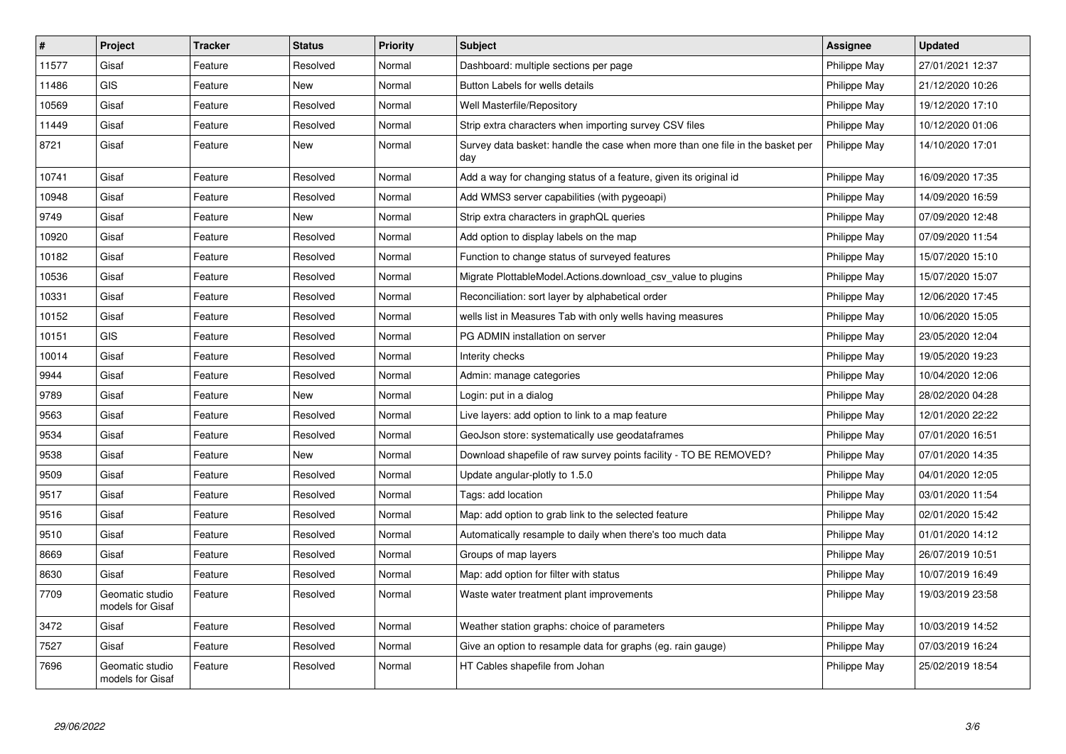| # | Project | Tracker | Status | Priority | Subject | Assignee | Updated |
|---|---|---|---|---|---|---|---|
| 11577 | Gisaf | Feature | Resolved | Normal | Dashboard: multiple sections per page | Philippe May | 27/01/2021 12:37 |
| 11486 | GIS | Feature | New | Normal | Button Labels for wells details | Philippe May | 21/12/2020 10:26 |
| 10569 | Gisaf | Feature | Resolved | Normal | Well Masterfile/Repository | Philippe May | 19/12/2020 17:10 |
| 11449 | Gisaf | Feature | Resolved | Normal | Strip extra characters when importing survey CSV files | Philippe May | 10/12/2020 01:06 |
| 8721 | Gisaf | Feature | New | Normal | Survey data basket: handle the case when more than one file in the basket per day | Philippe May | 14/10/2020 17:01 |
| 10741 | Gisaf | Feature | Resolved | Normal | Add a way for changing status of a feature, given its original id | Philippe May | 16/09/2020 17:35 |
| 10948 | Gisaf | Feature | Resolved | Normal | Add WMS3 server capabilities (with pygeoapi) | Philippe May | 14/09/2020 16:59 |
| 9749 | Gisaf | Feature | New | Normal | Strip extra characters in graphQL queries | Philippe May | 07/09/2020 12:48 |
| 10920 | Gisaf | Feature | Resolved | Normal | Add option to display labels on the map | Philippe May | 07/09/2020 11:54 |
| 10182 | Gisaf | Feature | Resolved | Normal | Function to change status of surveyed features | Philippe May | 15/07/2020 15:10 |
| 10536 | Gisaf | Feature | Resolved | Normal | Migrate PlottableModel.Actions.download_csv_value to plugins | Philippe May | 15/07/2020 15:07 |
| 10331 | Gisaf | Feature | Resolved | Normal | Reconciliation: sort layer by alphabetical order | Philippe May | 12/06/2020 17:45 |
| 10152 | Gisaf | Feature | Resolved | Normal | wells list in Measures Tab with only wells having measures | Philippe May | 10/06/2020 15:05 |
| 10151 | GIS | Feature | Resolved | Normal | PG ADMIN installation on server | Philippe May | 23/05/2020 12:04 |
| 10014 | Gisaf | Feature | Resolved | Normal | Interity checks | Philippe May | 19/05/2020 19:23 |
| 9944 | Gisaf | Feature | Resolved | Normal | Admin: manage categories | Philippe May | 10/04/2020 12:06 |
| 9789 | Gisaf | Feature | New | Normal | Login: put in a dialog | Philippe May | 28/02/2020 04:28 |
| 9563 | Gisaf | Feature | Resolved | Normal | Live layers: add option to link to a map feature | Philippe May | 12/01/2020 22:22 |
| 9534 | Gisaf | Feature | Resolved | Normal | GeoJson store: systematically use geodataframes | Philippe May | 07/01/2020 16:51 |
| 9538 | Gisaf | Feature | New | Normal | Download shapefile of raw survey points facility - TO BE REMOVED? | Philippe May | 07/01/2020 14:35 |
| 9509 | Gisaf | Feature | Resolved | Normal | Update angular-plotly to 1.5.0 | Philippe May | 04/01/2020 12:05 |
| 9517 | Gisaf | Feature | Resolved | Normal | Tags: add location | Philippe May | 03/01/2020 11:54 |
| 9516 | Gisaf | Feature | Resolved | Normal | Map: add option to grab link to the selected feature | Philippe May | 02/01/2020 15:42 |
| 9510 | Gisaf | Feature | Resolved | Normal | Automatically resample to daily when there's too much data | Philippe May | 01/01/2020 14:12 |
| 8669 | Gisaf | Feature | Resolved | Normal | Groups of map layers | Philippe May | 26/07/2019 10:51 |
| 8630 | Gisaf | Feature | Resolved | Normal | Map: add option for filter with status | Philippe May | 10/07/2019 16:49 |
| 7709 | Geomatic studio models for Gisaf | Feature | Resolved | Normal | Waste water treatment plant improvements | Philippe May | 19/03/2019 23:58 |
| 3472 | Gisaf | Feature | Resolved | Normal | Weather station graphs: choice of parameters | Philippe May | 10/03/2019 14:52 |
| 7527 | Gisaf | Feature | Resolved | Normal | Give an option to resample data for graphs (eg. rain gauge) | Philippe May | 07/03/2019 16:24 |
| 7696 | Geomatic studio models for Gisaf | Feature | Resolved | Normal | HT Cables shapefile from Johan | Philippe May | 25/02/2019 18:54 |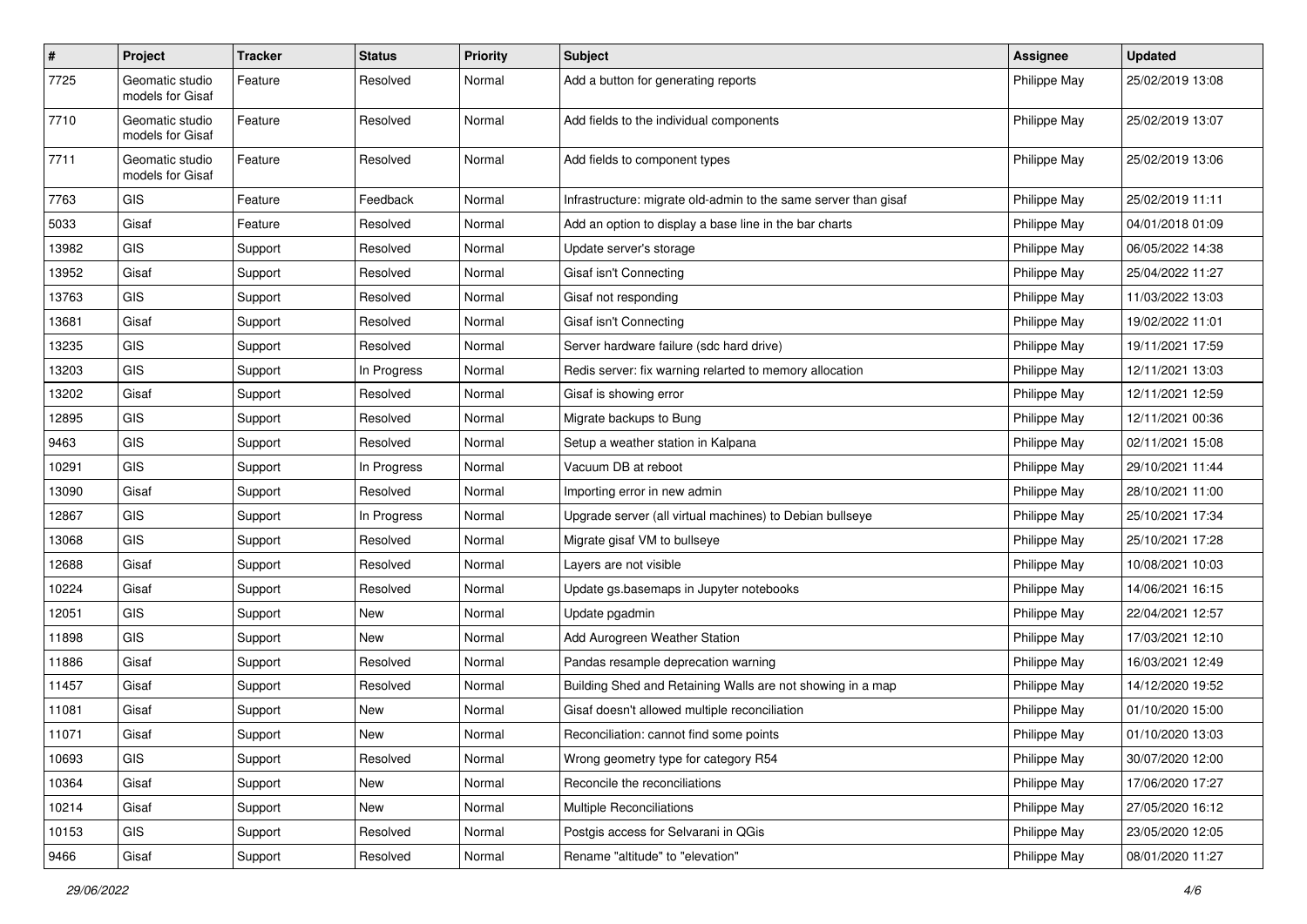| # | Project | Tracker | Status | Priority | Subject | Assignee | Updated |
|---|---|---|---|---|---|---|---|
| 7725 | Geomatic studio models for Gisaf | Feature | Resolved | Normal | Add a button for generating reports | Philippe May | 25/02/2019 13:08 |
| 7710 | Geomatic studio models for Gisaf | Feature | Resolved | Normal | Add fields to the individual components | Philippe May | 25/02/2019 13:07 |
| 7711 | Geomatic studio models for Gisaf | Feature | Resolved | Normal | Add fields to component types | Philippe May | 25/02/2019 13:06 |
| 7763 | GIS | Feature | Feedback | Normal | Infrastructure: migrate old-admin to the same server than gisaf | Philippe May | 25/02/2019 11:11 |
| 5033 | Gisaf | Feature | Resolved | Normal | Add an option to display a base line in the bar charts | Philippe May | 04/01/2018 01:09 |
| 13982 | GIS | Support | Resolved | Normal | Update server's storage | Philippe May | 06/05/2022 14:38 |
| 13952 | Gisaf | Support | Resolved | Normal | Gisaf isn't Connecting | Philippe May | 25/04/2022 11:27 |
| 13763 | GIS | Support | Resolved | Normal | Gisaf not responding | Philippe May | 11/03/2022 13:03 |
| 13681 | Gisaf | Support | Resolved | Normal | Gisaf isn't Connecting | Philippe May | 19/02/2022 11:01 |
| 13235 | GIS | Support | Resolved | Normal | Server hardware failure (sdc hard drive) | Philippe May | 19/11/2021 17:59 |
| 13203 | GIS | Support | In Progress | Normal | Redis server: fix warning relarted to memory allocation | Philippe May | 12/11/2021 13:03 |
| 13202 | Gisaf | Support | Resolved | Normal | Gisaf is showing error | Philippe May | 12/11/2021 12:59 |
| 12895 | GIS | Support | Resolved | Normal | Migrate backups to Bung | Philippe May | 12/11/2021 00:36 |
| 9463 | GIS | Support | Resolved | Normal | Setup a weather station in Kalpana | Philippe May | 02/11/2021 15:08 |
| 10291 | GIS | Support | In Progress | Normal | Vacuum DB at reboot | Philippe May | 29/10/2021 11:44 |
| 13090 | Gisaf | Support | Resolved | Normal | Importing error in new admin | Philippe May | 28/10/2021 11:00 |
| 12867 | GIS | Support | In Progress | Normal | Upgrade server (all virtual machines) to Debian bullseye | Philippe May | 25/10/2021 17:34 |
| 13068 | GIS | Support | Resolved | Normal | Migrate gisaf VM to bullseye | Philippe May | 25/10/2021 17:28 |
| 12688 | Gisaf | Support | Resolved | Normal | Layers are not visible | Philippe May | 10/08/2021 10:03 |
| 10224 | Gisaf | Support | Resolved | Normal | Update gs.basemaps in Jupyter notebooks | Philippe May | 14/06/2021 16:15 |
| 12051 | GIS | Support | New | Normal | Update pgadmin | Philippe May | 22/04/2021 12:57 |
| 11898 | GIS | Support | New | Normal | Add Aurogreen Weather Station | Philippe May | 17/03/2021 12:10 |
| 11886 | Gisaf | Support | Resolved | Normal | Pandas resample deprecation warning | Philippe May | 16/03/2021 12:49 |
| 11457 | Gisaf | Support | Resolved | Normal | Building Shed and Retaining Walls are not showing in a map | Philippe May | 14/12/2020 19:52 |
| 11081 | Gisaf | Support | New | Normal | Gisaf doesn't allowed multiple reconciliation | Philippe May | 01/10/2020 15:00 |
| 11071 | Gisaf | Support | New | Normal | Reconciliation: cannot find some points | Philippe May | 01/10/2020 13:03 |
| 10693 | GIS | Support | Resolved | Normal | Wrong geometry type for category R54 | Philippe May | 30/07/2020 12:00 |
| 10364 | Gisaf | Support | New | Normal | Reconcile the reconciliations | Philippe May | 17/06/2020 17:27 |
| 10214 | Gisaf | Support | New | Normal | Multiple Reconciliations | Philippe May | 27/05/2020 16:12 |
| 10153 | GIS | Support | Resolved | Normal | Postgis access for Selvarani in QGis | Philippe May | 23/05/2020 12:05 |
| 9466 | Gisaf | Support | Resolved | Normal | Rename "altitude" to "elevation" | Philippe May | 08/01/2020 11:27 |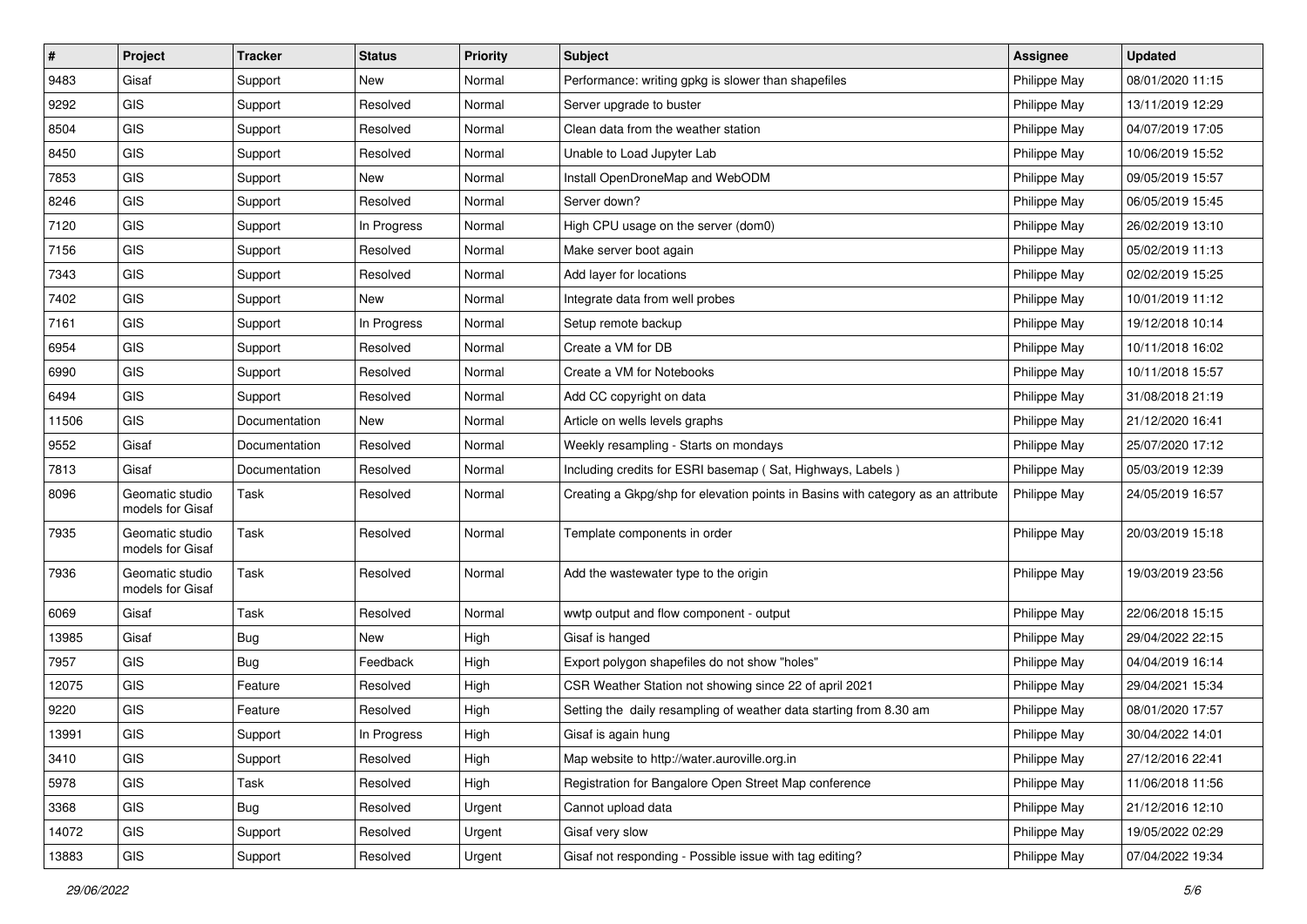| # | Project | Tracker | Status | Priority | Subject | Assignee | Updated |
|---|---|---|---|---|---|---|---|
| 9483 | Gisaf | Support | New | Normal | Performance: writing gpkg is slower than shapefiles | Philippe May | 08/01/2020 11:15 |
| 9292 | GIS | Support | Resolved | Normal | Server upgrade to buster | Philippe May | 13/11/2019 12:29 |
| 8504 | GIS | Support | Resolved | Normal | Clean data from the weather station | Philippe May | 04/07/2019 17:05 |
| 8450 | GIS | Support | Resolved | Normal | Unable to Load Jupyter Lab | Philippe May | 10/06/2019 15:52 |
| 7853 | GIS | Support | New | Normal | Install OpenDroneMap and WebODM | Philippe May | 09/05/2019 15:57 |
| 8246 | GIS | Support | Resolved | Normal | Server down? | Philippe May | 06/05/2019 15:45 |
| 7120 | GIS | Support | In Progress | Normal | High CPU usage on the server (dom0) | Philippe May | 26/02/2019 13:10 |
| 7156 | GIS | Support | Resolved | Normal | Make server boot again | Philippe May | 05/02/2019 11:13 |
| 7343 | GIS | Support | Resolved | Normal | Add layer for locations | Philippe May | 02/02/2019 15:25 |
| 7402 | GIS | Support | New | Normal | Integrate data from well probes | Philippe May | 10/01/2019 11:12 |
| 7161 | GIS | Support | In Progress | Normal | Setup remote backup | Philippe May | 19/12/2018 10:14 |
| 6954 | GIS | Support | Resolved | Normal | Create a VM for DB | Philippe May | 10/11/2018 16:02 |
| 6990 | GIS | Support | Resolved | Normal | Create a VM for Notebooks | Philippe May | 10/11/2018 15:57 |
| 6494 | GIS | Support | Resolved | Normal | Add CC copyright on data | Philippe May | 31/08/2018 21:19 |
| 11506 | GIS | Documentation | New | Normal | Article on wells levels graphs | Philippe May | 21/12/2020 16:41 |
| 9552 | Gisaf | Documentation | Resolved | Normal | Weekly resampling - Starts on mondays | Philippe May | 25/07/2020 17:12 |
| 7813 | Gisaf | Documentation | Resolved | Normal | Including credits for ESRI basemap ( Sat, Highways, Labels ) | Philippe May | 05/03/2019 12:39 |
| 8096 | Geomatic studio models for Gisaf | Task | Resolved | Normal | Creating a Gkpg/shp for elevation points in Basins with category as an attribute | Philippe May | 24/05/2019 16:57 |
| 7935 | Geomatic studio models for Gisaf | Task | Resolved | Normal | Template components in order | Philippe May | 20/03/2019 15:18 |
| 7936 | Geomatic studio models for Gisaf | Task | Resolved | Normal | Add the wastewater type to the origin | Philippe May | 19/03/2019 23:56 |
| 6069 | Gisaf | Task | Resolved | Normal | wwtp output and flow component - output | Philippe May | 22/06/2018 15:15 |
| 13985 | Gisaf | Bug | New | High | Gisaf is hanged | Philippe May | 29/04/2022 22:15 |
| 7957 | GIS | Bug | Feedback | High | Export polygon shapefiles do not show "holes" | Philippe May | 04/04/2019 16:14 |
| 12075 | GIS | Feature | Resolved | High | CSR Weather Station not showing since 22 of april 2021 | Philippe May | 29/04/2021 15:34 |
| 9220 | GIS | Feature | Resolved | High | Setting the daily resampling of weather data starting from 8.30 am | Philippe May | 08/01/2020 17:57 |
| 13991 | GIS | Support | In Progress | High | Gisaf is again hung | Philippe May | 30/04/2022 14:01 |
| 3410 | GIS | Support | Resolved | High | Map website to http://water.auroville.org.in | Philippe May | 27/12/2016 22:41 |
| 5978 | GIS | Task | Resolved | High | Registration for Bangalore Open Street Map conference | Philippe May | 11/06/2018 11:56 |
| 3368 | GIS | Bug | Resolved | Urgent | Cannot upload data | Philippe May | 21/12/2016 12:10 |
| 14072 | GIS | Support | Resolved | Urgent | Gisaf very slow | Philippe May | 19/05/2022 02:29 |
| 13883 | GIS | Support | Resolved | Urgent | Gisaf not responding - Possible issue with tag editing? | Philippe May | 07/04/2022 19:34 |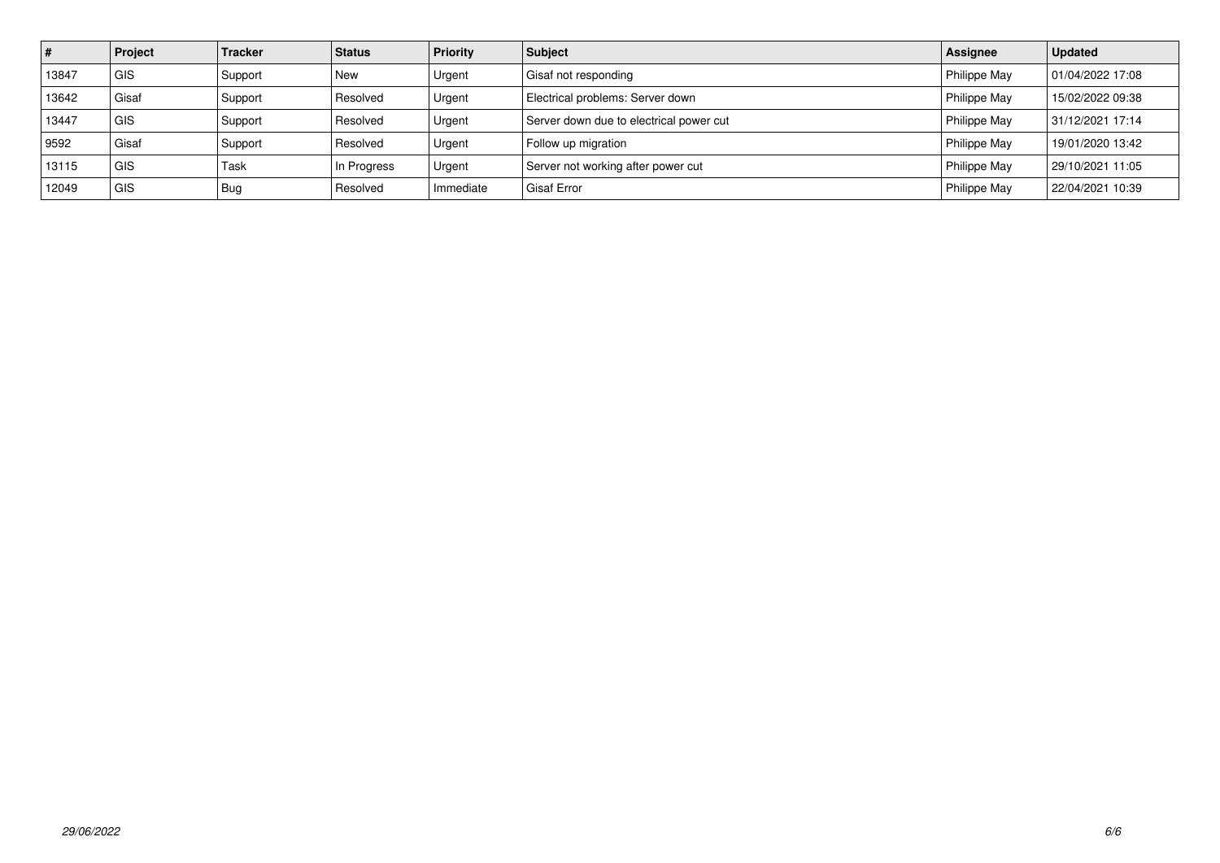| # | Project | Tracker | Status | Priority | Subject | Assignee | Updated |
|---|---|---|---|---|---|---|---|
| 13847 | GIS | Support | New | Urgent | Gisaf not responding | Philippe May | 01/04/2022 17:08 |
| 13642 | Gisaf | Support | Resolved | Urgent | Electrical problems: Server down | Philippe May | 15/02/2022 09:38 |
| 13447 | GIS | Support | Resolved | Urgent | Server down due to electrical power cut | Philippe May | 31/12/2021 17:14 |
| 9592 | Gisaf | Support | Resolved | Urgent | Follow up migration | Philippe May | 19/01/2020 13:42 |
| 13115 | GIS | Task | In Progress | Urgent | Server not working after power cut | Philippe May | 29/10/2021 11:05 |
| 12049 | GIS | Bug | Resolved | Immediate | Gisaf Error | Philippe May | 22/04/2021 10:39 |